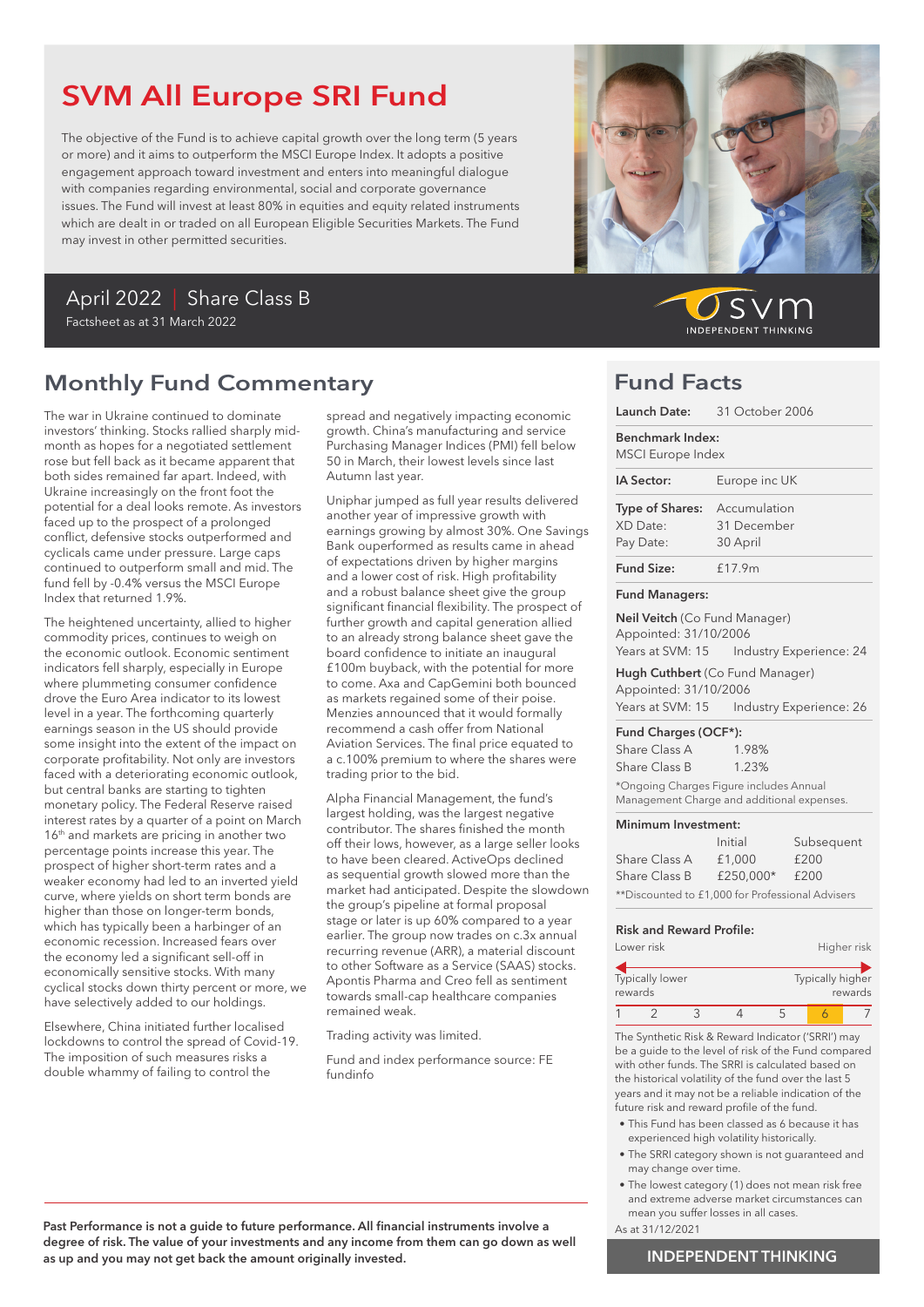# SVM All Europe SRI Fund

The objective of the Fund is to achieve capital growth over the long term (5 years or more) and it aims to outperform the MSCI Europe Index. It adopts a positive engagement approach toward investment and enters into meaningful dialogue with companies regarding environmental, social and corporate governance issues. The Fund will invest at least 80% in equities and equity related instruments which are dealt in or traded on all European Eligible Securities Markets. The Fund may invest in other permitted securities.

April 2022 | Share Class B

Factsheet as at 31 March 2022

svm INDEPENDENT THINKING

## Monthly Fund Commentary

The war in Ukraine continued to dominate investors' thinking. Stocks rallied sharply mid-month as hopes for a negotiated settlement rose but fell back as it became apparent that both sides remained far apart. Indeed, with Ukraine increasingly on the front foot the potential for a deal looks remote. As investors faced up to the prospect of a prolonged conflict, defensive stocks outperformed and cyclicals came under pressure. Large caps continued to outperform small and mid. The fund fell by -0.4% versus the MSCI Europe Index that returned 1.9%.

The heightened uncertainty, allied to higher commodity prices, continues to weigh on the economic outlook. Economic sentiment indicators fell sharply, especially in Europe where plummeting consumer confidence drove the Euro Area indicator to its lowest level in a year. The forthcoming quarterly earnings season in the US should provide some insight into the extent of the impact on corporate profitability. Not only are investors faced with a deteriorating economic outlook, but central banks are starting to tighten monetary policy. The Federal Reserve raised interest rates by a quarter of a point on March 16th and markets are pricing in another two percentage points increase this year. The prospect of higher short-term rates and a weaker economy had led to an inverted yield curve, where yields on short term bonds are higher than those on longer-term bonds, which has typically been a harbinger of an economic recession. Increased fears over the economy led to a significant sell-off in economically sensitive stocks. With many cyclical stocks down thirty percent or more, we have selectively added to our holdings.

Elsewhere, China initiated further localised lockdowns to control the spread of Covid-19. The imposition of such measures risks a double whammy of failing to control the spread and negatively impacting economic growth. China's manufacturing and service Purchasing Manager Indices (PMI) fell below 50 in March, their lowest levels since last Autumn last year.

Uniphar jumped as full year results delivered another year of impressive growth with earnings growing by almost 30%. One Savings Bank ouperformed as results came in ahead of expectations driven by higher margins and a lower cost of risk. High profitability and a robust balance sheet give the group significant financial flexibility. The prospect of further growth and capital generation allied to an already strong balance sheet gave the board confidence to initiate an inaugural £100m buyback, with the potential for more to come. Axa and CapGemini both bounced as markets regained some of their poise. Menzies announced that it would formally recommend a cash offer from National Aviation Services. The final price equated to a c.100% premium to where the shares were trading prior to the bid.

Alpha Financial Management, the fund's largest holding, was the largest negative contributor. The shares finished the month off their lows, however, as a large seller looks to have been cleared. ActiveOps declined as sequential growth slowed more than the market had anticipated. Despite the slowdown the group's pipeline at formal proposal stage or later is up 60% compared to a year earlier. The group now trades on c.3x annual recurring revenue (ARR), a material discount to other Software as a Service (SAAS) stocks. Apontis Pharma and Creo fell as sentiment towards small-cap healthcare companies remained weak.

Trading activity was limited.

Fund and index performance source: FE fundinfo

**Past Performance is not a guide to future performance. All financial instruments involve a degree of risk. The value of your investments and any income from them can go down as well as up and you may not get back the amount originally invested.**

## Fund Facts

**Launch Date:** 31 October 2006

**Benchmark Index:** MSCI Europe Index

**IA Sector:** Europe inc UK

**Type of Shares:** Accumulation
XD Date: 31 December
Pay Date: 30 April

**Fund Size:** £17.9m

**Fund Managers:**

**Neil Veitch** (Co Fund Manager)
Appointed: 31/10/2006
Years at SVM: 15 Industry Experience: 24

**Hugh Cuthbert** (Co Fund Manager)
Appointed: 31/10/2006
Years at SVM: 15 Industry Experience: 26

**Fund Charges (OCF*):**

| | |
|---|---|
| Share Class A | 1.98% |
| Share Class B | 1.23% |

*Ongoing Charges Figure includes Annual Management Charge and additional expenses.

**Minimum Investment:**

| | Initial | Subsequent |
|---|---|---|
| Share Class A | £1,000 | £200 |
| Share Class B | £250,000* | £200 |

**Discounted to £1,000 for Professional Advisers

**Risk and Reward Profile:**

Lower risk — Higher risk

Typically lower rewards — Typically higher rewards

| 1 | 2 | 3 | 4 | 5 | **6** | 7 |
|---|---|---|---|---|---|---|

The Synthetic Risk & Reward Indicator ('SRRI') may be a guide to the level of risk of the Fund compared with other funds. The SRRI is calculated based on the historical volatility of the fund over the last 5 years and it may not be a reliable indication of the future risk and reward profile of the fund.

- This Fund has been classed as 6 because it has experienced high volatility historically.
- The SRRI category shown is not guaranteed and may change over time.
- The lowest category (1) does not mean risk free and extreme adverse market circumstances can mean you suffer losses in all cases.

As at 31/12/2021

**INDEPENDENT THINKING**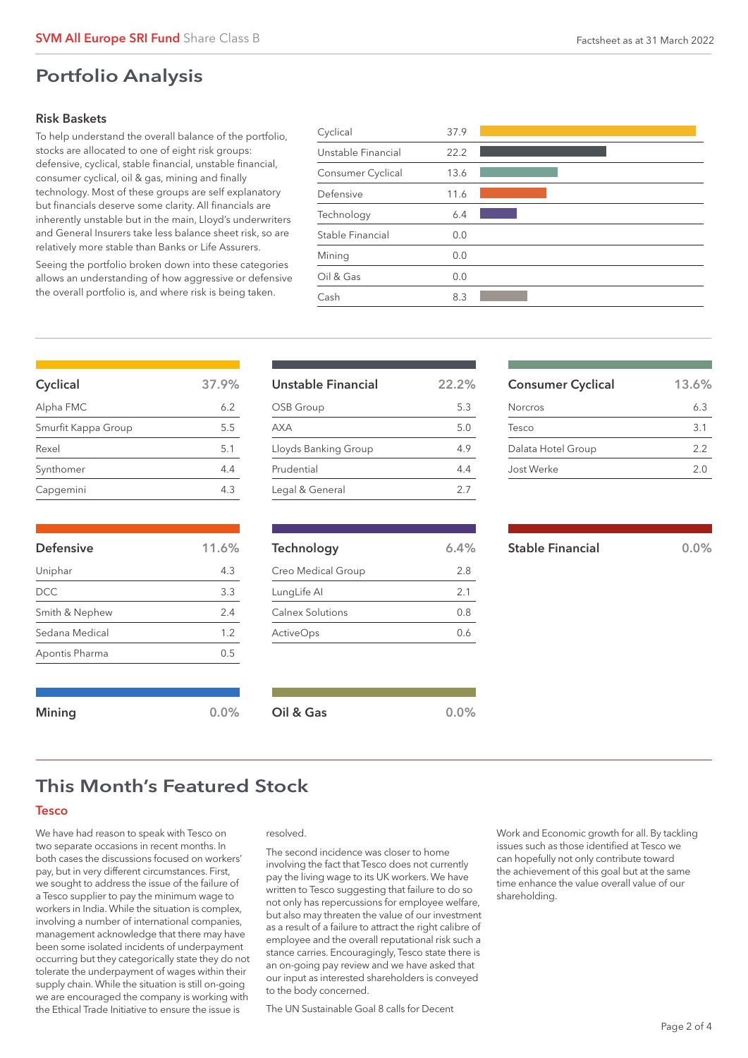## Portfolio Analysis

### Risk Baskets

To help understand the overall balance of the portfolio, stocks are allocated to one of eight risk groups: defensive, cyclical, stable financial, unstable financial, consumer cyclical, oil & gas, mining and finally technology. Most of these groups are self explanatory but financials deserve some clarity. All financials are inherently unstable but in the main, Lloyd's underwriters and General Insurers take less balance sheet risk, so are relatively more stable than Banks or Life Assurers.

Seeing the portfolio broken down into these categories allows an understanding of how aggressive or defensive the overall portfolio is, and where risk is being taken.

| Risk Basket | % |
|---|---|
| Cyclical | 37.9 |
| Unstable Financial | 22.2 |
| Consumer Cyclical | 13.6 |
| Defensive | 11.6 |
| Technology | 6.4 |
| Stable Financial | 0.0 |
| Mining | 0.0 |
| Oil & Gas | 0.0 |
| Cash | 8.3 |

| Cyclical | 37.9% |
|---|---|
| Alpha FMC | 6.2 |
| Smurfit Kappa Group | 5.5 |
| Rexel | 5.1 |
| Synthomer | 4.4 |
| Capgemini | 4.3 |

| Unstable Financial | 22.2% |
|---|---|
| OSB Group | 5.3 |
| AXA | 5.0 |
| Lloyds Banking Group | 4.9 |
| Prudential | 4.4 |
| Legal & General | 2.7 |

| Consumer Cyclical | 13.6% |
|---|---|
| Norcros | 6.3 |
| Tesco | 3.1 |
| Dalata Hotel Group | 2.2 |
| Jost Werke | 2.0 |

| Defensive | 11.6% |
|---|---|
| Uniphar | 4.3 |
| DCC | 3.3 |
| Smith & Nephew | 2.4 |
| Sedana Medical | 1.2 |
| Apontis Pharma | 0.5 |

| Technology | 6.4% |
|---|---|
| Creo Medical Group | 2.8 |
| LungLife AI | 2.1 |
| Calnex Solutions | 0.8 |
| ActiveOps | 0.6 |

| Stable Financial | 0.0% |
|---|---|

| Mining | 0.0% |
|---|---|

| Oil & Gas | 0.0% |
|---|---|

## This Month's Featured Stock

### Tesco

We have had reason to speak with Tesco on two separate occasions in recent months. In both cases the discussions focused on workers' pay, but in very different circumstances. First, we sought to address the issue of the failure of a Tesco supplier to pay the minimum wage to workers in India. While the situation is complex, involving a number of international companies, management acknowledge that there may have been some isolated incidents of underpayment occurring but they categorically state they do not tolerate the underpayment of wages within their supply chain. While the situation is still on-going we are encouraged the company is working with the Ethical Trade Initiative to ensure the issue is resolved.

The second incidence was closer to home involving the fact that Tesco does not currently pay the living wage to its UK workers. We have written to Tesco suggesting that failure to do so not only has repercussions for employee welfare, but also may threaten the value of our investment as a result of a failure to attract the right calibre of employee and the overall reputational risk such a stance carries. Encouragingly, Tesco state there is an on-going pay review and we have asked that our input as interested shareholders is conveyed to the body concerned.

The UN Sustainable Goal 8 calls for Decent Work and Economic growth for all. By tackling issues such as those identified at Tesco we can hopefully not only contribute toward the achievement of this goal but at the same time enhance the value overall value of our shareholding.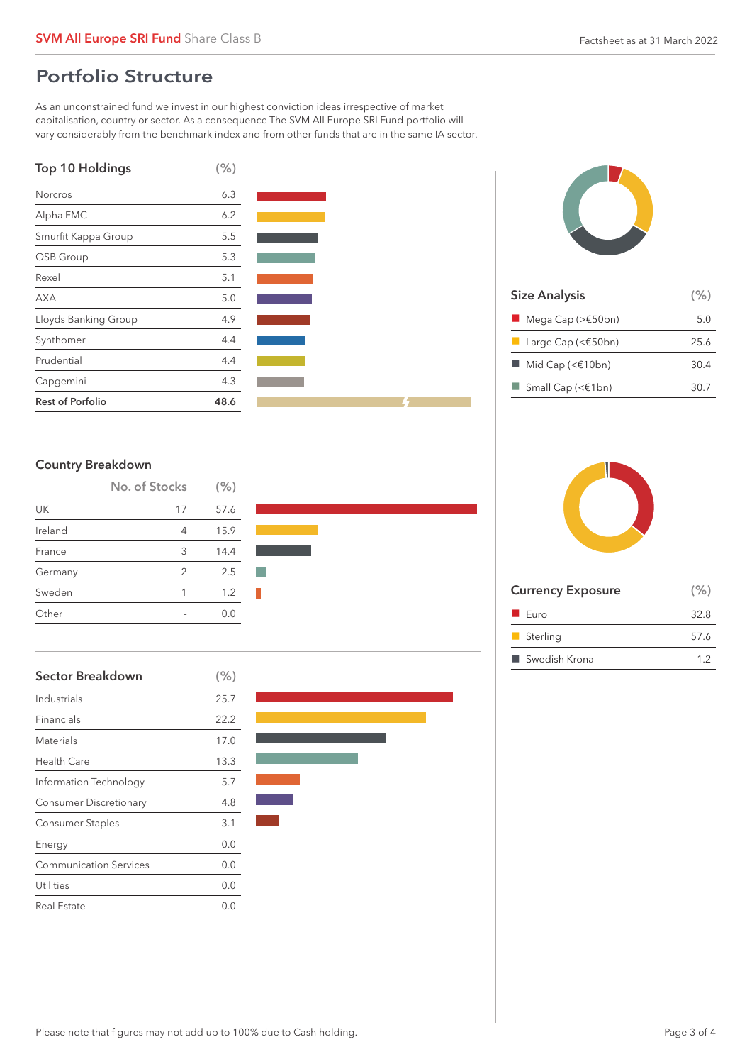## Portfolio Structure

As an unconstrained fund we invest in our highest conviction ideas irrespective of market capitalisation, country or sector. As a consequence The SVM All Europe SRI Fund portfolio will vary considerably from the benchmark index and from other funds that are in the same IA sector.

### Top 10 Holdings

| Top 10 Holdings | (%) |
|---|---|
| Norcros | 6.3 |
| Alpha FMC | 6.2 |
| Smurfit Kappa Group | 5.5 |
| OSB Group | 5.3 |
| Rexel | 5.1 |
| AXA | 5.0 |
| Lloyds Banking Group | 4.9 |
| Synthomer | 4.4 |
| Prudential | 4.4 |
| Capgemini | 4.3 |
| **Rest of Porfolio** | **48.6** |

### Size Analysis

| Size Analysis | (%) |
|---|---|
| Mega Cap (>€50bn) | 5.0 |
| Large Cap (<€50bn) | 25.6 |
| Mid Cap (<€10bn) | 30.4 |
| Small Cap (<€1bn) | 30.7 |

### Country Breakdown

| Country Breakdown | No. of Stocks | (%) |
|---|---|---|
| UK | 17 | 57.6 |
| Ireland | 4 | 15.9 |
| France | 3 | 14.4 |
| Germany | 2 | 2.5 |
| Sweden | 1 | 1.2 |
| Other | - | 0.0 |

### Currency Exposure

| Currency Exposure | (%) |
|---|---|
| Euro | 32.8 |
| Sterling | 57.6 |
| Swedish Krona | 1.2 |

### Sector Breakdown

| Sector Breakdown | (%) |
|---|---|
| Industrials | 25.7 |
| Financials | 22.2 |
| Materials | 17.0 |
| Health Care | 13.3 |
| Information Technology | 5.7 |
| Consumer Discretionary | 4.8 |
| Consumer Staples | 3.1 |
| Energy | 0.0 |
| Communication Services | 0.0 |
| Utilities | 0.0 |
| Real Estate | 0.0 |

Please note that figures may not add up to 100% due to Cash holding.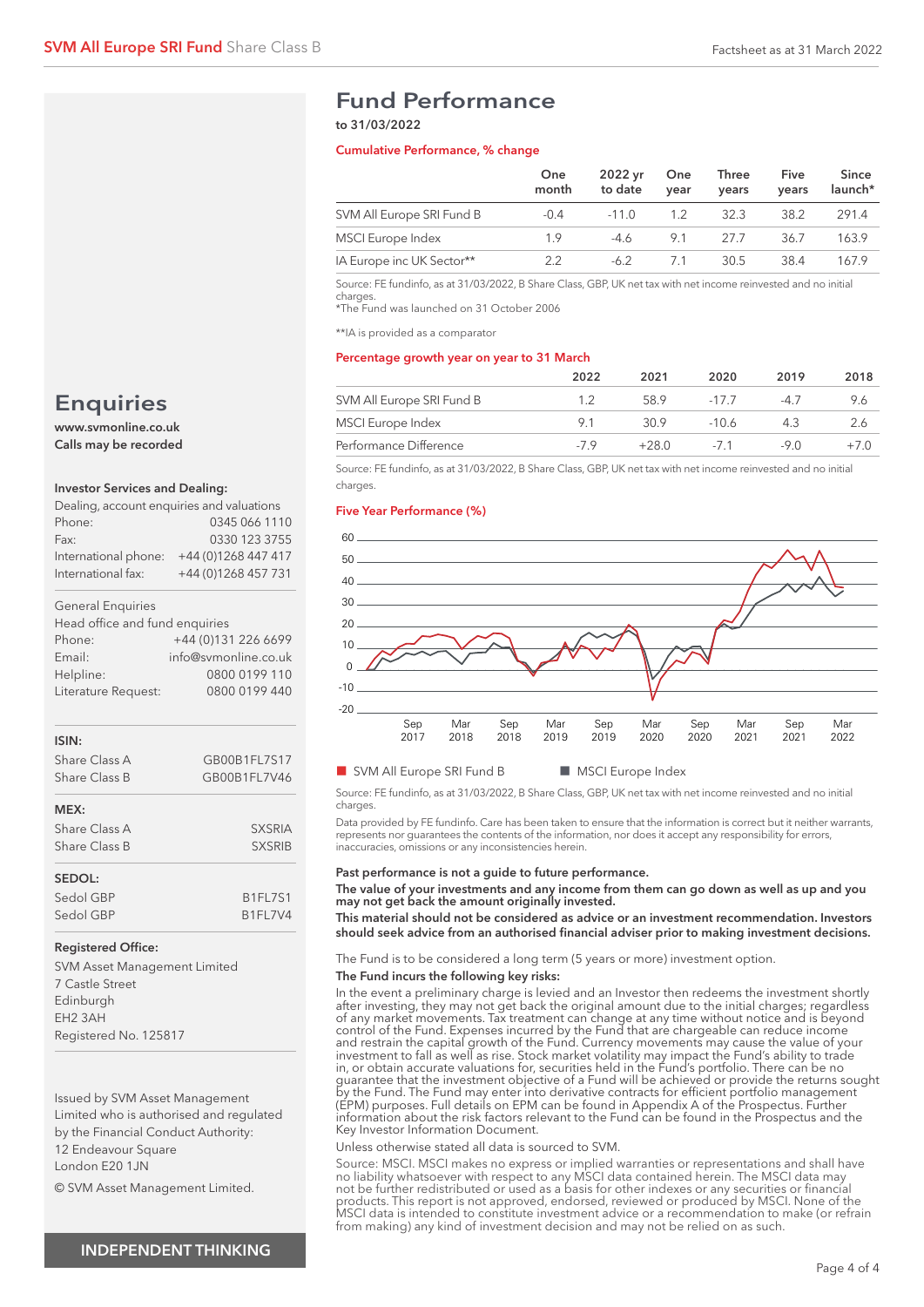# Fund Performance

**to 31/03/2022**

### Cumulative Performance, % change

| | One month | 2022 yr to date | One year | Three years | Five years | Since launch* |
|---|---|---|---|---|---|---|
| SVM All Europe SRI Fund B | -0.4 | -11.0 | 1.2 | 32.3 | 38.2 | 291.4 |
| MSCI Europe Index | 1.9 | -4.6 | 9.1 | 27.7 | 36.7 | 163.9 |
| IA Europe inc UK Sector** | 2.2 | -6.2 | 7.1 | 30.5 | 38.4 | 167.9 |

Source: FE fundinfo, as at 31/03/2022, B Share Class, GBP, UK net tax with net income reinvested and no initial charges.
*The Fund was launched on 31 October 2006

**IA is provided as a comparator

### Percentage growth year on year to 31 March

| | 2022 | 2021 | 2020 | 2019 | 2018 |
|---|---|---|---|---|---|
| SVM All Europe SRI Fund B | 1.2 | 58.9 | -17.7 | -4.7 | 9.6 |
| MSCI Europe Index | 9.1 | 30.9 | -10.6 | 4.3 | 2.6 |
| Performance Difference | -7.9 | +28.0 | -7.1 | -9.0 | +7.0 |

Source: FE fundinfo, as at 31/03/2022, B Share Class, GBP, UK net tax with net income reinvested and no initial charges.

### Five Year Performance (%)

60
50
40
30
20
10
0
-10
-20

Sep 2017, Mar 2018, Sep 2018, Mar 2019, Sep 2019, Mar 2020, Sep 2020, Mar 2021, Sep 2021, Mar 2022

SVM All Europe SRI Fund B
MSCI Europe Index

Source: FE fundinfo, as at 31/03/2022, B Share Class, GBP, UK net tax with net income reinvested and no initial charges.

Data provided by FE fundinfo. Care has been taken to ensure that the information is correct but it neither warrants, represents nor guarantees the contents of the information, nor does it accept any responsibility for errors, inaccuracies, omissions or any inconsistencies herein.

**Past performance is not a guide to future performance.**

**The value of your investments and any income from them can go down as well as up and you may not get back the amount originally invested.**

**This material should not be considered as advice or an investment recommendation. Investors should seek advice from an authorised financial adviser prior to making investment decisions.**

The Fund is to be considered a long term (5 years or more) investment option.

**The Fund incurs the following key risks:**

In the event a preliminary charge is levied and an Investor then redeems the investment shortly after investing, they may not get back the original amount due to the initial charges; regardless of any market movements. Tax treatment can change at any time without notice and is beyond control of the Fund. Expenses incurred by the Fund that are chargeable can reduce income and restrain the capital growth of the Fund. Currency movements may cause the value of your investment to fall as well as rise. Stock market volatility may impact the Fund's ability to trade in, or obtain accurate valuations for, securities held in the Fund's portfolio. There can be no guarantee that the investment objective of a Fund will be achieved or provide the returns sought by the Fund. The Fund may enter into derivative contracts for efficient portfolio management (EPM) purposes. Full details on EPM can be found in Appendix A of the Prospectus. Further information about the risk factors relevant to the Fund can be found in the Prospectus and the Key Investor Information Document.

Unless otherwise stated all data is sourced to SVM.

Source: MSCI. MSCI makes no express or implied warranties or representations and shall have no liability whatsoever with respect to any MSCI data contained herein. The MSCI data may not be further redistributed or used as a basis for other indexes or any securities or financial products. This report is not approved, endorsed, reviewed or produced by MSCI. None of the MSCI data is intended to constitute investment advice or a recommendation to make (or refrain from making) any kind of investment decision and may not be relied on as such.

# Enquiries

**www.svmonline.co.uk**
**Calls may be recorded**

**Investor Services and Dealing:**

Dealing, account enquiries and valuations

| | |
|---|---|
| Phone: | 0345 066 1110 |
| Fax: | 0330 123 3755 |
| International phone: | +44 (0)1268 447 417 |
| International fax: | +44 (0)1268 457 731 |

General Enquiries
Head office and fund enquiries

| | |
|---|---|
| Phone: | +44 (0)131 226 6699 |
| Email: | info@svmonline.co.uk |
| Helpline: | 0800 0199 110 |
| Literature Request: | 0800 0199 440 |

**ISIN:**

| | |
|---|---|
| Share Class A | GB00B1FL7S17 |
| Share Class B | GB00B1FL7V46 |

**MEX:**

| | |
|---|---|
| Share Class A | SXSRIA |
| Share Class B | SXSRIB |

**SEDOL:**

| | |
|---|---|
| Sedol GBP | B1FL7S1 |
| Sedol GBP | B1FL7V4 |

**Registered Office:**

SVM Asset Management Limited
7 Castle Street
Edinburgh
EH2 3AH
Registered No. 125817

Issued by SVM Asset Management Limited who is authorised and regulated by the Financial Conduct Authority:
12 Endeavour Square
London E20 1JN

© SVM Asset Management Limited.

**INDEPENDENT THINKING**